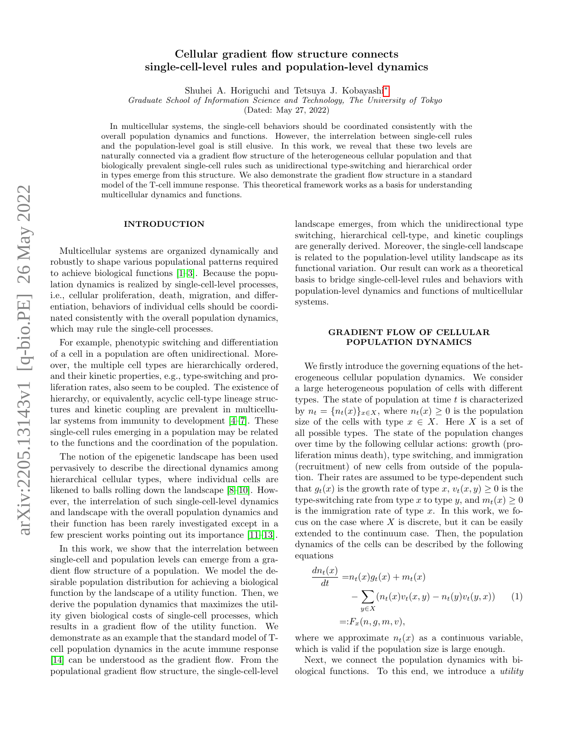# Cellular gradient flow structure connects single-cell-level rules and population-level dynamics

Shuhei A. Horiguchi and Tetsuya J. Kobayashi[*]

*Graduate School of Information Science and Technology, The University of Tokyo*

(Dated: May 27, 2022)

In multicellular systems, the single-cell behaviors should be coordinated consistently with the overall population dynamics and functions. However, the interrelation between single-cell rules and the population-level goal is still elusive. In this work, we reveal that these two levels are naturally connected via a gradient flow structure of the heterogeneous cellular population and that biologically prevalent single-cell rules such as unidirectional type-switching and hierarchical order in types emerge from this structure. We also demonstrate the gradient flow structure in a standard model of the T-cell immune response. This theoretical framework works as a basis for understanding multicellular dynamics and functions.

## INTRODUCTION

Multicellular systems are organized dynamically and robustly to shape various populational patterns required to achieve biological functions [1–3]. Because the population dynamics is realized by single-cell-level processes, i.e., cellular proliferation, death, migration, and differentiation, behaviors of individual cells should be coordinated consistently with the overall population dynamics, which may rule the single-cell processes.

For example, phenotypic switching and differentiation of a cell in a population are often unidirectional. Moreover, the multiple cell types are hierarchically ordered, and their kinetic properties, e.g., type-switching and proliferation rates, also seem to be coupled. The existence of hierarchy, or equivalently, acyclic cell-type lineage structures and kinetic coupling are prevalent in multicellular systems from immunity to development [4–7]. These single-cell rules emerging in a population may be related to the functions and the coordination of the population.

The notion of the epigenetic landscape has been used pervasively to describe the directional dynamics among hierarchical cellular types, where individual cells are likened to balls rolling down the landscape [8–10]. However, the interrelation of such single-cell-level dynamics and landscape with the overall population dynamics and their function has been rarely investigated except in a few prescient works pointing out its importance [11–13].

In this work, we show that the interrelation between single-cell and population levels can emerge from a gradient flow structure of a population. We model the desirable population distribution for achieving a biological function by the landscape of a utility function. Then, we derive the population dynamics that maximizes the utility given biological costs of single-cell processes, which results in a gradient flow of the utility function. We demonstrate as an example that the standard model of T-cell population dynamics in the acute immune response [14] can be understood as the gradient flow. From the populational gradient flow structure, the single-cell-level landscape emerges, from which the unidirectional type switching, hierarchical cell-type, and kinetic couplings are generally derived. Moreover, the single-cell landscape is related to the population-level utility landscape as its functional variation. Our result can work as a theoretical basis to bridge single-cell-level rules and behaviors with population-level dynamics and functions of multicellular systems.

## GRADIENT FLOW OF CELLULAR POPULATION DYNAMICS

We firstly introduce the governing equations of the heterogeneous cellular population dynamics. We consider a large heterogeneous population of cells with different types. The state of population at time $t$ is characterized by $n_t = \{n_t(x)\}_{x\in X}$, where $n_t(x) \geq 0$ is the population size of the cells with type $x \in X$. Here $X$ is a set of all possible types. The state of the population changes over time by the following cellular actions: growth (proliferation minus death), type switching, and immigration (recruitment) of new cells from outside of the population. Their rates are assumed to be type-dependent such that $g_t(x)$ is the growth rate of type $x$, $v_t(x, y) \geq 0$ is the type-switching rate from type $x$ to type $y$, and $m_t(x) \geq 0$ is the immigration rate of type $x$. In this work, we focus on the case where $X$ is discrete, but it can be easily extended to the continuum case. Then, the population dynamics of the cells can be described by the following equations

$$
\begin{aligned}
\frac{dn_t(x)}{dt} =& n_t(x)g_t(x) + m_t(x) \\
&- \sum_{y\in X} (n_t(x)v_t(x, y) - n_t(y)v_t(y, x)) \qquad (1)\\
=:& F_x(n, g, m, v),
\end{aligned}
$$

where we approximate $n_t(x)$ as a continuous variable, which is valid if the population size is large enough.

Next, we connect the population dynamics with biological functions. To this end, we introduce a *utility*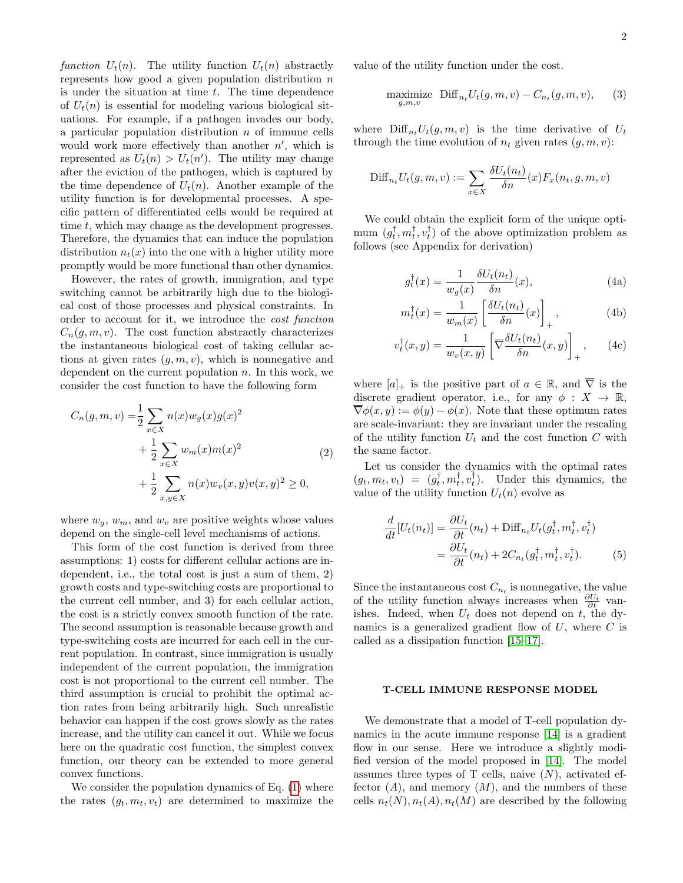*function* $U_t(n)$. The utility function $U_t(n)$ abstractly represents how good a given population distribution $n$ is under the situation at time $t$. The time dependence of $U_t(n)$ is essential for modeling various biological situations. For example, if a pathogen invades our body, a particular population distribution $n$ of immune cells would work more effectively than another $n'$, which is represented as $U_t(n) > U_t(n')$. The utility may change after the eviction of the pathogen, which is captured by the time dependence of $U_t(n)$. Another example of the utility function is for developmental processes. A specific pattern of differentiated cells would be required at time $t$, which may change as the development progresses. Therefore, the dynamics that can induce the population distribution $n_t(x)$ into the one with a higher utility more promptly would be more functional than other dynamics.

However, the rates of growth, immigration, and type switching cannot be arbitrarily high due to the biological cost of those processes and physical constraints. In order to account for it, we introduce the *cost function* $C_n(g, m, v)$. The cost function abstractly characterizes the instantaneous biological cost of taking cellular actions at given rates $(g, m, v)$, which is nonnegative and dependent on the current population $n$. In this work, we consider the cost function to have the following form

$$
\begin{aligned}
C_n(g, m, v) =& \frac{1}{2} \sum_{x \in X} n(x) w_g(x) g(x)^2 \\
&+ \frac{1}{2} \sum_{x \in X} w_m(x) m(x)^2 \\
&+ \frac{1}{2} \sum_{x, y \in X} n(x) w_v(x, y) v(x, y)^2 \geq 0,
\end{aligned} \tag{2}
$$

where $w_g$, $w_m$, and $w_v$ are positive weights whose values depend on the single-cell level mechanisms of actions.

This form of the cost function is derived from three assumptions: 1) costs for different cellular actions are independent, i.e., the total cost is just a sum of them, 2) growth costs and type-switching costs are proportional to the current cell number, and 3) for each cellular action, the cost is a strictly convex smooth function of the rate. The second assumption is reasonable because growth and type-switching costs are incurred for each cell in the current population. In contrast, since immigration is usually independent of the current population, the immigration cost is not proportional to the current cell number. The third assumption is crucial to prohibit the optimal action rates from being arbitrarily high. Such unrealistic behavior can happen if the cost grows slowly as the rates increase, and the utility can cancel it out. While we focus here on the quadratic cost function, the simplest convex function, our theory can be extended to more general convex functions.

We consider the population dynamics of Eq. (1) where the rates $(g_t, m_t, v_t)$ are determined to maximize the value of the utility function under the cost.

$$
\underset{g,m,v}{\text{maximize}} \;\; \mathrm{Diff}_{n_t} U_t(g, m, v) - C_{n_t}(g, m, v), \tag{3}
$$

where $\mathrm{Diff}_{n_t} U_t(g, m, v)$ is the time derivative of $U_t$ through the time evolution of $n_t$ given rates $(g, m, v)$:

$$
\mathrm{Diff}_{n_t} U_t(g, m, v) := \sum_{x \in X} \frac{\delta U_t(n_t)}{\delta n}(x) F_x(n_t, g, m, v)
$$

We could obtain the explicit form of the unique optimum $(g_t^\dagger, m_t^\dagger, v_t^\dagger)$ of the above optimization problem as follows (see Appendix for derivation)

$$
g_t^\dagger(x) = \frac{1}{w_g(x)} \frac{\delta U_t(n_t)}{\delta n}(x), \tag{4a}
$$

$$
m_t^\dagger(x) = \frac{1}{w_m(x)} \left[ \frac{\delta U_t(n_t)}{\delta n}(x) \right]_+, \tag{4b}
$$

$$
v_t^\dagger(x, y) = \frac{1}{w_v(x, y)} \left[ \overline{\nabla} \frac{\delta U_t(n_t)}{\delta n}(x, y) \right]_+, \tag{4c}
$$

where $[a]_+$ is the positive part of $a \in \mathbb{R}$, and $\overline{\nabla}$ is the discrete gradient operator, i.e., for any $\phi : X \to \mathbb{R}$, $\overline{\nabla}\phi(x, y) := \phi(y) - \phi(x)$. Note that these optimum rates are scale-invariant: they are invariant under the rescaling of the utility function $U_t$ and the cost function $C$ with the same factor.

Let us consider the dynamics with the optimal rates $(g_t, m_t, v_t) = (g_t^\dagger, m_t^\dagger, v_t^\dagger)$. Under this dynamics, the value of the utility function $U_t(n)$ evolve as

$$
\begin{aligned}
\frac{d}{dt}[U_t(n_t)] &= \frac{\partial U_t}{\partial t}(n_t) + \mathrm{Diff}_{n_t} U_t(g_t^\dagger, m_t^\dagger, v_t^\dagger) \\
&= \frac{\partial U_t}{\partial t}(n_t) + 2 C_{n_t}(g_t^\dagger, m_t^\dagger, v_t^\dagger).
\end{aligned} \tag{5}
$$

Since the instantaneous cost $C_{n_t}$ is nonnegative, the value of the utility function always increases when $\frac{\partial U_t}{\partial t}$ vanishes. Indeed, when $U_t$ does not depend on $t$, the dynamics is a generalized gradient flow of $U$, where $C$ is called as a dissipation function [15–17].

## T-CELL IMMUNE RESPONSE MODEL

We demonstrate that a model of T-cell population dynamics in the acute immune response [14] is a gradient flow in our sense. Here we introduce a slightly modified version of the model proposed in [14]. The model assumes three types of T cells, naive ($N$), activated effector ($A$), and memory ($M$), and the numbers of these cells $n_t(N), n_t(A), n_t(M)$ are described by the following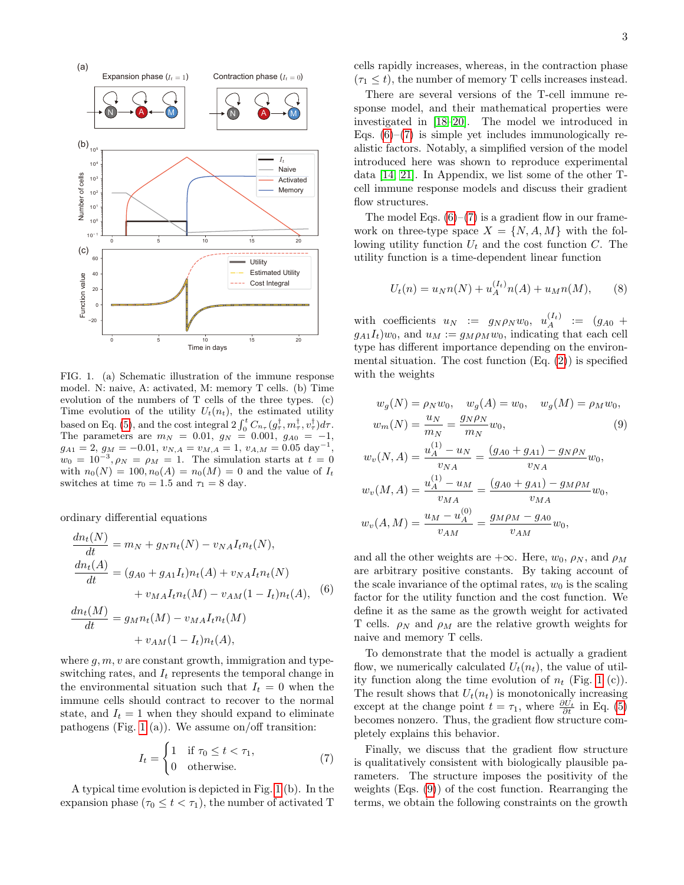FIG. 1. (a) Schematic illustration of the immune response model. N: naive, A: activated, M: memory T cells. (b) Time evolution of the numbers of T cells of the three types. (c) Time evolution of the utility $U_t(n_t)$, the estimated utility based on Eq. (5), and the cost integral $2\int_0^t C_{n_\tau}(g^\dagger_\tau, m^\dagger_\tau, v^\dagger_\tau)d\tau$. The parameters are $m_N = 0.01$, $g_N = 0.001$, $g_{A0} = -1$, $g_{A1} = 2$, $g_M = -0.01$, $v_{N,A} = v_{M,A} = 1$, $v_{A,M} = 0.05$ day$^{-1}$, $w_0 = 10^{-3}$, $\rho_N = \rho_M = 1$. The simulation starts at $t = 0$ with $n_0(N) = 100, n_0(A) = n_0(M) = 0$ and the value of $I_t$ switches at time $\tau_0 = 1.5$ and $\tau_1 = 8$ day.

ordinary differential equations

$$
\begin{aligned}
\frac{dn_t(N)}{dt} &= m_N + g_N n_t(N) - v_{NA} I_t n_t(N), \\
\frac{dn_t(A)}{dt} &= (g_{A0} + g_{A1} I_t) n_t(A) + v_{NA} I_t n_t(N) \\
&\quad + v_{MA} I_t n_t(M) - v_{AM}(1 - I_t) n_t(A), \\
\frac{dn_t(M)}{dt} &= g_M n_t(M) - v_{MA} I_t n_t(M) \\
&\quad + v_{AM}(1 - I_t) n_t(A),
\end{aligned}
\tag{6}
$$

where $g, m, v$ are constant growth, immigration and type-switching rates, and $I_t$ represents the temporal change in the environmental situation such that $I_t = 0$ when the immune cells should contract to recover to the normal state, and $I_t = 1$ when they should expand to eliminate pathogens (Fig. 1 (a)). We assume on/off transition:

$$
I_t = \begin{cases} 1 & \text{if } \tau_0 \le t < \tau_1, \\ 0 & \text{otherwise.} \end{cases} \tag{7}
$$

A typical time evolution is depicted in Fig. 1 (b). In the expansion phase ($\tau_0 \le t < \tau_1$), the number of activated T cells rapidly increases, whereas, in the contraction phase ($\tau_1 \le t$), the number of memory T cells increases instead.

There are several versions of the T-cell immune response model, and their mathematical properties were investigated in [18–20]. The model we introduced in Eqs. (6)–(7) is simple yet includes immunologically realistic factors. Notably, a simplified version of the model introduced here was shown to reproduce experimental data [14, 21]. In Appendix, we list some of the other T-cell immune response models and discuss their gradient flow structures.

The model Eqs. (6)–(7) is a gradient flow in our framework on three-type space $X = \{N, A, M\}$ with the following utility function $U_t$ and the cost function $C$. The utility function is a time-dependent linear function

$$
U_t(n) = u_N n(N) + u_A^{(I_t)} n(A) + u_M n(M), \tag{8}
$$

with coefficients $u_N := g_N \rho_N w_0$, $u_A^{(I_t)} := (g_{A0} + g_{A1} I_t) w_0$, and $u_M := g_M \rho_M w_0$, indicating that each cell type has different importance depending on the environmental situation. The cost function (Eq. (2)) is specified with the weights

$$
\begin{aligned}
w_g(N) &= \rho_N w_0, \quad w_g(A) = w_0, \quad w_g(M) = \rho_M w_0, \\
w_m(N) &= \frac{u_N}{m_N} = \frac{g_N \rho_N}{m_N} w_0, \\
w_v(N, A) &= \frac{u_A^{(1)} - u_N}{v_{NA}} = \frac{(g_{A0} + g_{A1}) - g_N \rho_N}{v_{NA}} w_0, \\
w_v(M, A) &= \frac{u_A^{(1)} - u_M}{v_{MA}} = \frac{(g_{A0} + g_{A1}) - g_M \rho_M}{v_{MA}} w_0, \\
w_v(A, M) &= \frac{u_M - u_A^{(0)}}{v_{AM}} = \frac{g_M \rho_M - g_{A0}}{v_{AM}} w_0,
\end{aligned}
\tag{9}
$$

and all the other weights are $+\infty$. Here, $w_0$, $\rho_N$, and $\rho_M$ are arbitrary positive constants. By taking account of the scale invariance of the optimal rates, $w_0$ is the scaling factor for the utility function and the cost function. We define it as the same as the growth weight for activated T cells. $\rho_N$ and $\rho_M$ are the relative growth weights for naive and memory T cells.

To demonstrate that the model is actually a gradient flow, we numerically calculated $U_t(n_t)$, the value of utility function along the time evolution of $n_t$ (Fig. 1 (c)). The result shows that $U_t(n_t)$ is monotonically increasing except at the change point $t = \tau_1$, where $\frac{\partial U_t}{\partial t}$ in Eq. (5) becomes nonzero. Thus, the gradient flow structure completely explains this behavior.

Finally, we discuss that the gradient flow structure is qualitatively consistent with biologically plausible parameters. The structure imposes the positivity of the weights (Eqs. (9)) of the cost function. Rearranging the terms, we obtain the following constraints on the growth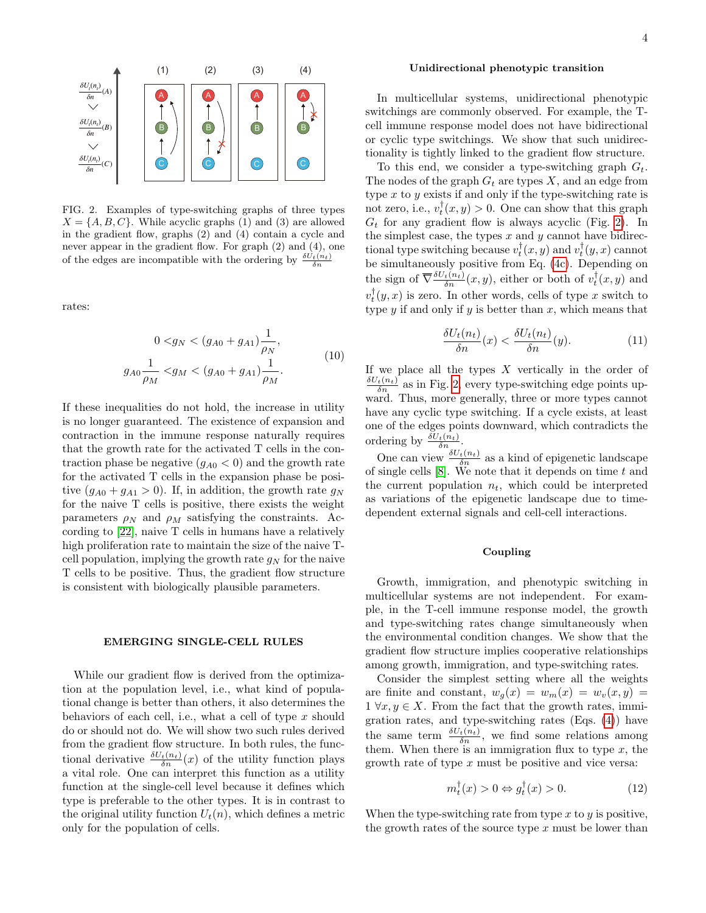FIG. 2. Examples of type-switching graphs of three types $X = \{A, B, C\}$. While acyclic graphs (1) and (3) are allowed in the gradient flow, graphs (2) and (4) contain a cycle and never appear in the gradient flow. For graph (2) and (4), one of the edges are incompatible with the ordering by $\frac{\delta U_t(n_t)}{\delta n}$

rates:

$$
\begin{aligned}
0 < & g_N < (g_{A0} + g_{A1})\frac{1}{\rho_N}, \\
g_{A0}\frac{1}{\rho_M} < & g_M < (g_{A0} + g_{A1})\frac{1}{\rho_M}.
\end{aligned} \tag{10}
$$

If these inequalities do not hold, the increase in utility is no longer guaranteed. The existence of expansion and contraction in the immune response naturally requires that the growth rate for the activated T cells in the contraction phase be negative ($g_{A0} < 0$) and the growth rate for the activated T cells in the expansion phase be positive ($g_{A0} + g_{A1} > 0$). If, in addition, the growth rate $g_N$ for the naive T cells is positive, there exists the weight parameters $\rho_N$ and $\rho_M$ satisfying the constraints. According to [22], naive T cells in humans have a relatively high proliferation rate to maintain the size of the naive T-cell population, implying the growth rate $g_N$ for the naive T cells to be positive. Thus, the gradient flow structure is consistent with biologically plausible parameters.

## EMERGING SINGLE-CELL RULES

While our gradient flow is derived from the optimization at the population level, i.e., what kind of populational change is better than others, it also determines the behaviors of each cell, i.e., what a cell of type $x$ should do or should not do. We will show two such rules derived from the gradient flow structure. In both rules, the functional derivative $\frac{\delta U_t(n_t)}{\delta n}(x)$ of the utility function plays a vital role. One can interpret this function as a utility function at the single-cell level because it defines which type is preferable to the other types. It is in contrast to the original utility function $U_t(n)$, which defines a metric only for the population of cells.

### Unidirectional phenotypic transition

In multicellular systems, unidirectional phenotypic switchings are commonly observed. For example, the T-cell immune response model does not have bidirectional or cyclic type switchings. We show that such unidirectionality is tightly linked to the gradient flow structure.

To this end, we consider a type-switching graph $G_t$. The nodes of the graph $G_t$ are types $X$, and an edge from type $x$ to $y$ exists if and only if the type-switching rate is not zero, i.e., $v_t^\dagger(x, y) > 0$. One can show that this graph $G_t$ for any gradient flow is always acyclic (Fig. 2). In the simplest case, the types $x$ and $y$ cannot have bidirectional type switching because $v_t^\dagger(x, y)$ and $v_t^\dagger(y, x)$ cannot be simultaneously positive from Eq. (4c). Depending on the sign of $\overline{\nabla}\frac{\delta U_t(n_t)}{\delta n}(x, y)$, either or both of $v_t^\dagger(x, y)$ and $v_t^\dagger(y, x)$ is zero. In other words, cells of type $x$ switch to type $y$ if and only if $y$ is better than $x$, which means that

$$
\frac{\delta U_t(n_t)}{\delta n}(x) < \frac{\delta U_t(n_t)}{\delta n}(y). \tag{11}
$$

If we place all the types $X$ vertically in the order of $\frac{\delta U_t(n_t)}{\delta n}$ as in Fig. 2, every type-switching edge points upward. Thus, more generally, three or more types cannot have any cyclic type switching. If a cycle exists, at least one of the edges points downward, which contradicts the ordering by $\frac{\delta U_t(n_t)}{\delta n}$.

One can view $\frac{\delta U_t(n_t)}{\delta n}$ as a kind of epigenetic landscape of single cells [8]. We note that it depends on time $t$ and the current population $n_t$, which could be interpreted as variations of the epigenetic landscape due to time-dependent external signals and cell-cell interactions.

### Coupling

Growth, immigration, and phenotypic switching in multicellular systems are not independent. For example, in the T-cell immune response model, the growth and type-switching rates change simultaneously when the environmental condition changes. We show that the gradient flow structure implies cooperative relationships among growth, immigration, and type-switching rates.

Consider the simplest setting where all the weights are finite and constant, $w_g(x) = w_m(x) = w_v(x, y) = 1 \ \forall x, y \in X$. From the fact that the growth rates, immigration rates, and type-switching rates (Eqs. (4)) have the same term $\frac{\delta U_t(n_t)}{\delta n}$, we find some relations among them. When there is an immigration flux to type $x$, the growth rate of type $x$ must be positive and vice versa:

$$
m_t^\dagger(x) > 0 \Leftrightarrow g_t^\dagger(x) > 0. \tag{12}
$$

When the type-switching rate from type $x$ to $y$ is positive, the growth rates of the source type $x$ must be lower than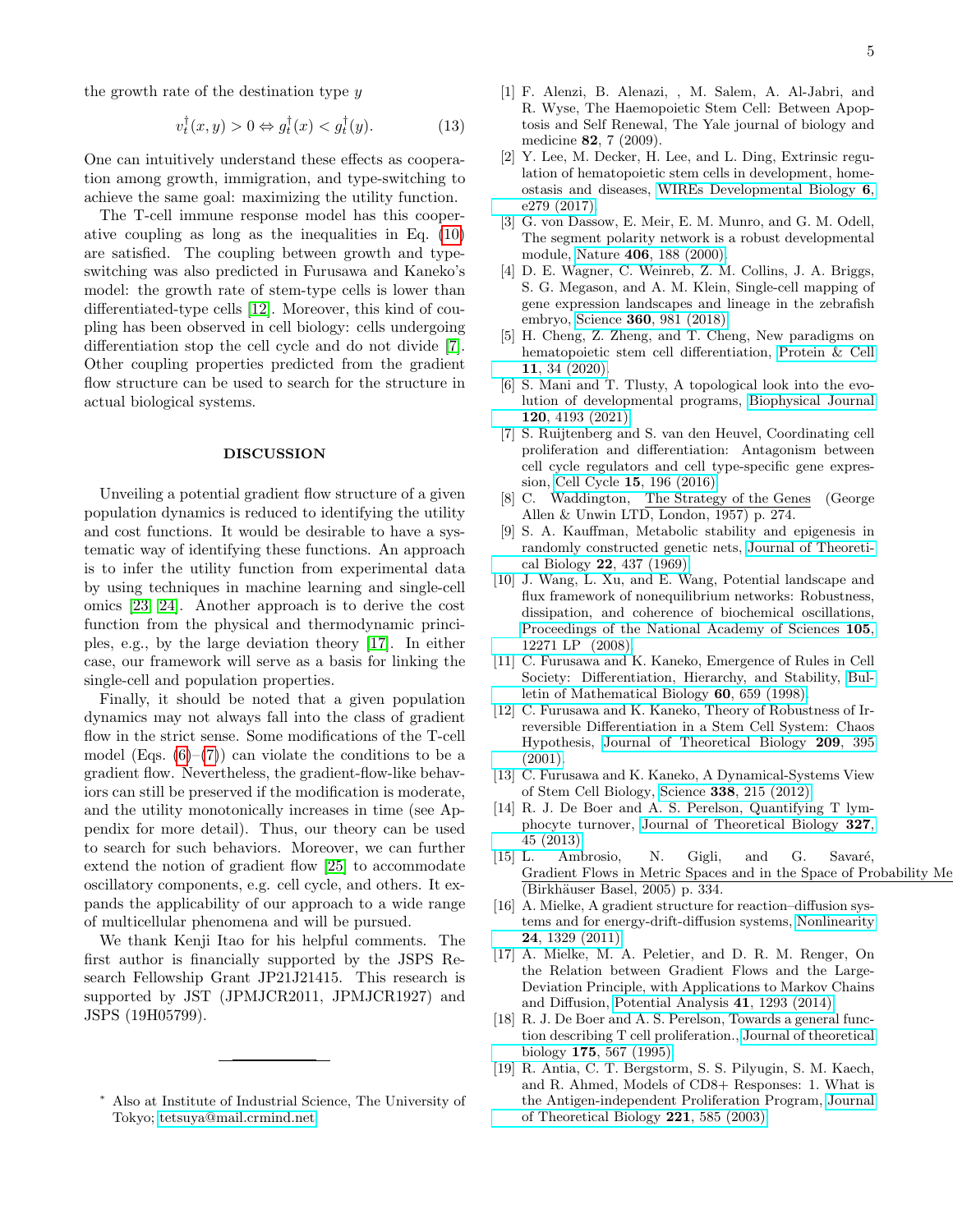the growth rate of the destination type $y$

$$v_t^\dagger(x,y) > 0 \Leftrightarrow g_t^\dagger(x) < g_t^\dagger(y). \tag{13}$$

One can intuitively understand these effects as cooperation among growth, immigration, and type-switching to achieve the same goal: maximizing the utility function.

The T-cell immune response model has this cooperative coupling as long as the inequalities in Eq. (10) are satisfied. The coupling between growth and type-switching was also predicted in Furusawa and Kaneko's model: the growth rate of stem-type cells is lower than differentiated-type cells [12]. Moreover, this kind of coupling has been observed in cell biology: cells undergoing differentiation stop the cell cycle and do not divide [7]. Other coupling properties predicted from the gradient flow structure can be used to search for the structure in actual biological systems.

## DISCUSSION

Unveiling a potential gradient flow structure of a given population dynamics is reduced to identifying the utility and cost functions. It would be desirable to have a systematic way of identifying these functions. An approach is to infer the utility function from experimental data by using techniques in machine learning and single-cell omics [23, 24]. Another approach is to derive the cost function from the physical and thermodynamic principles, e.g., by the large deviation theory [17]. In either case, our framework will serve as a basis for linking the single-cell and population properties.

Finally, it should be noted that a given population dynamics may not always fall into the class of gradient flow in the strict sense. Some modifications of the T-cell model (Eqs. (6)–(7)) can violate the conditions to be a gradient flow. Nevertheless, the gradient-flow-like behaviors can still be preserved if the modification is moderate, and the utility monotonically increases in time (see Appendix for more detail). Thus, our theory can be used to search for such behaviors. Moreover, we can further extend the notion of gradient flow [25] to accommodate oscillatory components, e.g. cell cycle, and others. It expands the applicability of our approach to a wide range of multicellular phenomena and will be pursued.

We thank Kenji Itao for his helpful comments. The first author is financially supported by the JSPS Research Fellowship Grant JP21J21415. This research is supported by JST (JPMJCR2011, JPMJCR1927) and JSPS (19H05799).

---

* Also at Institute of Industrial Science, The University of Tokyo; tetsuya@mail.crmind.net

[1] F. Alenzi, B. Alenazi, , M. Salem, A. Al-Jabri, and R. Wyse, The Haemopoietic Stem Cell: Between Apoptosis and Self Renewal, The Yale journal of biology and medicine **82**, 7 (2009).

[2] Y. Lee, M. Decker, H. Lee, and L. Ding, Extrinsic regulation of hematopoietic stem cells in development, homeostasis and diseases, WIREs Developmental Biology **6**, e279 (2017).

[3] G. von Dassow, E. Meir, E. M. Munro, and G. M. Odell, The segment polarity network is a robust developmental module, Nature **406**, 188 (2000).

[4] D. E. Wagner, C. Weinreb, Z. M. Collins, J. A. Briggs, S. G. Megason, and A. M. Klein, Single-cell mapping of gene expression landscapes and lineage in the zebrafish embryo, Science **360**, 981 (2018).

[5] H. Cheng, Z. Zheng, and T. Cheng, New paradigms on hematopoietic stem cell differentiation, Protein & Cell **11**, 34 (2020).

[6] S. Mani and T. Tlusty, A topological look into the evolution of developmental programs, Biophysical Journal **120**, 4193 (2021).

[7] S. Ruijtenberg and S. van den Heuvel, Coordinating cell proliferation and differentiation: Antagonism between cell cycle regulators and cell type-specific gene expression, Cell Cycle **15**, 196 (2016).

[8] C. Waddington, The Strategy of the Genes (George Allen & Unwin LTD, London, 1957) p. 274.

[9] S. A. Kauffman, Metabolic stability and epigenesis in randomly constructed genetic nets, Journal of Theoretical Biology **22**, 437 (1969).

[10] J. Wang, L. Xu, and E. Wang, Potential landscape and flux framework of nonequilibrium networks: Robustness, dissipation, and coherence of biochemical oscillations, Proceedings of the National Academy of Sciences **105**, 12271 LP (2008).

[11] C. Furusawa and K. Kaneko, Emergence of Rules in Cell Society: Differentiation, Hierarchy, and Stability, Bulletin of Mathematical Biology **60**, 659 (1998).

[12] C. Furusawa and K. Kaneko, Theory of Robustness of Irreversible Differentiation in a Stem Cell System: Chaos Hypothesis, Journal of Theoretical Biology **209**, 395 (2001).

[13] C. Furusawa and K. Kaneko, A Dynamical-Systems View of Stem Cell Biology, Science **338**, 215 (2012).

[14] R. J. De Boer and A. S. Perelson, Quantifying T lymphocyte turnover, Journal of Theoretical Biology **327**, 45 (2013).

[15] L. Ambrosio, N. Gigli, and G. Savaré, Gradient Flows in Metric Spaces and in the Space of Probability Me (Birkhäuser Basel, 2005) p. 334.

[16] A. Mielke, A gradient structure for reaction–diffusion systems and for energy-drift-diffusion systems, Nonlinearity **24**, 1329 (2011).

[17] A. Mielke, M. A. Peletier, and D. R. M. Renger, On the Relation between Gradient Flows and the Large-Deviation Principle, with Applications to Markov Chains and Diffusion, Potential Analysis **41**, 1293 (2014).

[18] R. J. De Boer and A. S. Perelson, Towards a general function describing T cell proliferation., Journal of theoretical biology **175**, 567 (1995).

[19] R. Antia, C. T. Bergstorm, S. S. Pilyugin, S. M. Kaech, and R. Ahmed, Models of CD8+ Responses: 1. What is the Antigen-independent Proliferation Program, Journal of Theoretical Biology **221**, 585 (2003).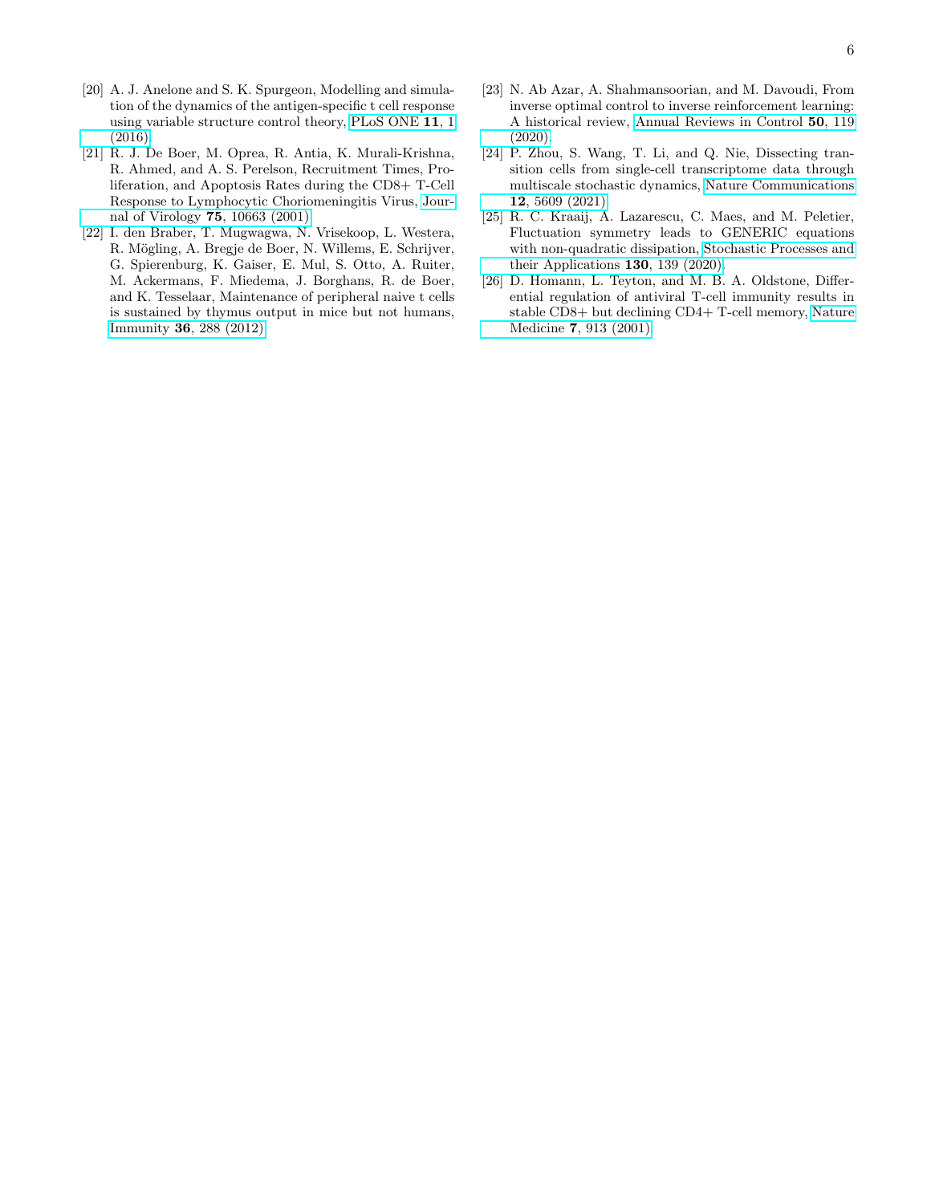[20] A. J. Anelone and S. K. Spurgeon, Modelling and simulation of the dynamics of the antigen-specific t cell response using variable structure control theory, PLoS ONE **11**, 1 (2016).

[21] R. J. De Boer, M. Oprea, R. Antia, K. Murali-Krishna, R. Ahmed, and A. S. Perelson, Recruitment Times, Proliferation, and Apoptosis Rates during the CD8+ T-Cell Response to Lymphocytic Choriomeningitis Virus, Journal of Virology **75**, 10663 (2001).

[22] I. den Braber, T. Mugwagwa, N. Vrisekoop, L. Westera, R. Mögling, A. Bregje de Boer, N. Willems, E. Schrijver, G. Spierenburg, K. Gaiser, E. Mul, S. Otto, A. Ruiter, M. Ackermans, F. Miedema, J. Borghans, R. de Boer, and K. Tesselaar, Maintenance of peripheral naive t cells is sustained by thymus output in mice but not humans, Immunity **36**, 288 (2012).

[23] N. Ab Azar, A. Shahmansoorian, and M. Davoudi, From inverse optimal control to inverse reinforcement learning: A historical review, Annual Reviews in Control **50**, 119 (2020).

[24] P. Zhou, S. Wang, T. Li, and Q. Nie, Dissecting transition cells from single-cell transcriptome data through multiscale stochastic dynamics, Nature Communications **12**, 5609 (2021).

[25] R. C. Kraaij, A. Lazarescu, C. Maes, and M. Peletier, Fluctuation symmetry leads to GENERIC equations with non-quadratic dissipation, Stochastic Processes and their Applications **130**, 139 (2020).

[26] D. Homann, L. Teyton, and M. B. A. Oldstone, Differential regulation of antiviral T-cell immunity results in stable CD8+ but declining CD4+ T-cell memory, Nature Medicine **7**, 913 (2001).